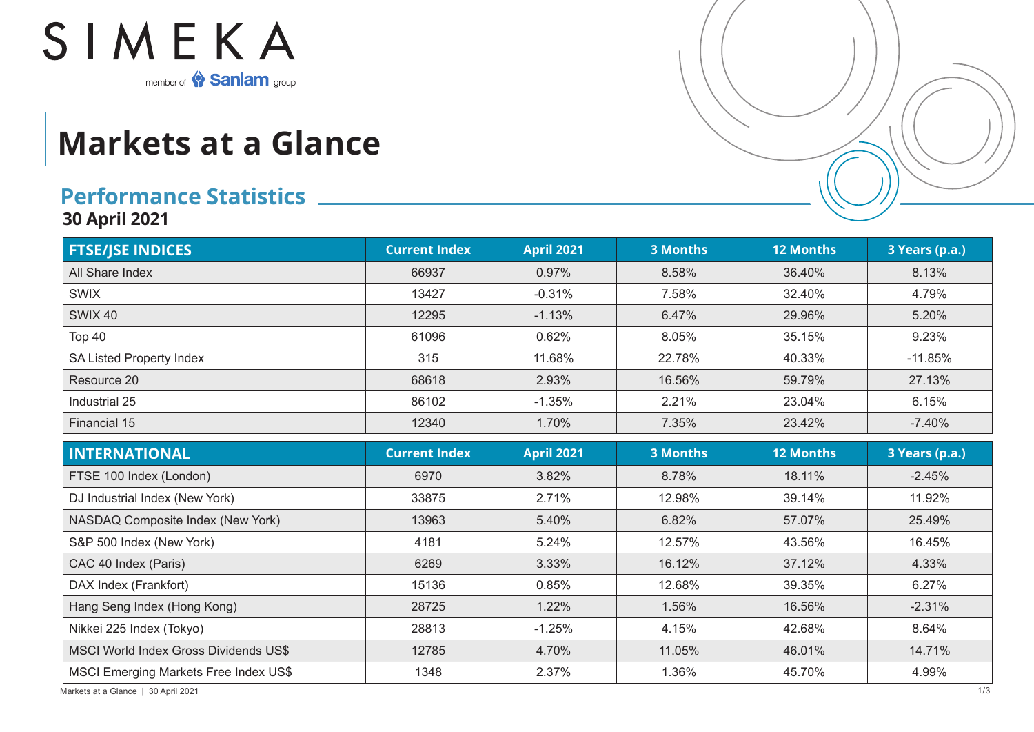SIMEKA

member of Sanlam group

# Markets at a Glance

## Performance Statistics

**30 April 2021**

| FTSE/JSE INDICES | Current Index | April 2021 | 3 Months | 12 Months | 3 Years (p.a.) |
|---|---|---|---|---|---|
| All Share Index | 66937 | 0.97% | 8.58% | 36.40% | 8.13% |
| SWIX | 13427 | -0.31% | 7.58% | 32.40% | 4.79% |
| SWIX 40 | 12295 | -1.13% | 6.47% | 29.96% | 5.20% |
| Top 40 | 61096 | 0.62% | 8.05% | 35.15% | 9.23% |
| SA Listed Property Index | 315 | 11.68% | 22.78% | 40.33% | -11.85% |
| Resource 20 | 68618 | 2.93% | 16.56% | 59.79% | 27.13% |
| Industrial 25 | 86102 | -1.35% | 2.21% | 23.04% | 6.15% |
| Financial 15 | 12340 | 1.70% | 7.35% | 23.42% | -7.40% |

| INTERNATIONAL | Current Index | April 2021 | 3 Months | 12 Months | 3 Years (p.a.) |
|---|---|---|---|---|---|
| FTSE 100 Index (London) | 6970 | 3.82% | 8.78% | 18.11% | -2.45% |
| DJ Industrial Index (New York) | 33875 | 2.71% | 12.98% | 39.14% | 11.92% |
| NASDAQ Composite Index (New York) | 13963 | 5.40% | 6.82% | 57.07% | 25.49% |
| S&P 500 Index (New York) | 4181 | 5.24% | 12.57% | 43.56% | 16.45% |
| CAC 40 Index (Paris) | 6269 | 3.33% | 16.12% | 37.12% | 4.33% |
| DAX Index (Frankfort) | 15136 | 0.85% | 12.68% | 39.35% | 6.27% |
| Hang Seng Index (Hong Kong) | 28725 | 1.22% | 1.56% | 16.56% | -2.31% |
| Nikkei 225 Index (Tokyo) | 28813 | -1.25% | 4.15% | 42.68% | 8.64% |
| MSCI World Index Gross Dividends US$ | 12785 | 4.70% | 11.05% | 46.01% | 14.71% |
| MSCI Emerging Markets Free Index US$ | 1348 | 2.37% | 1.36% | 45.70% | 4.99% |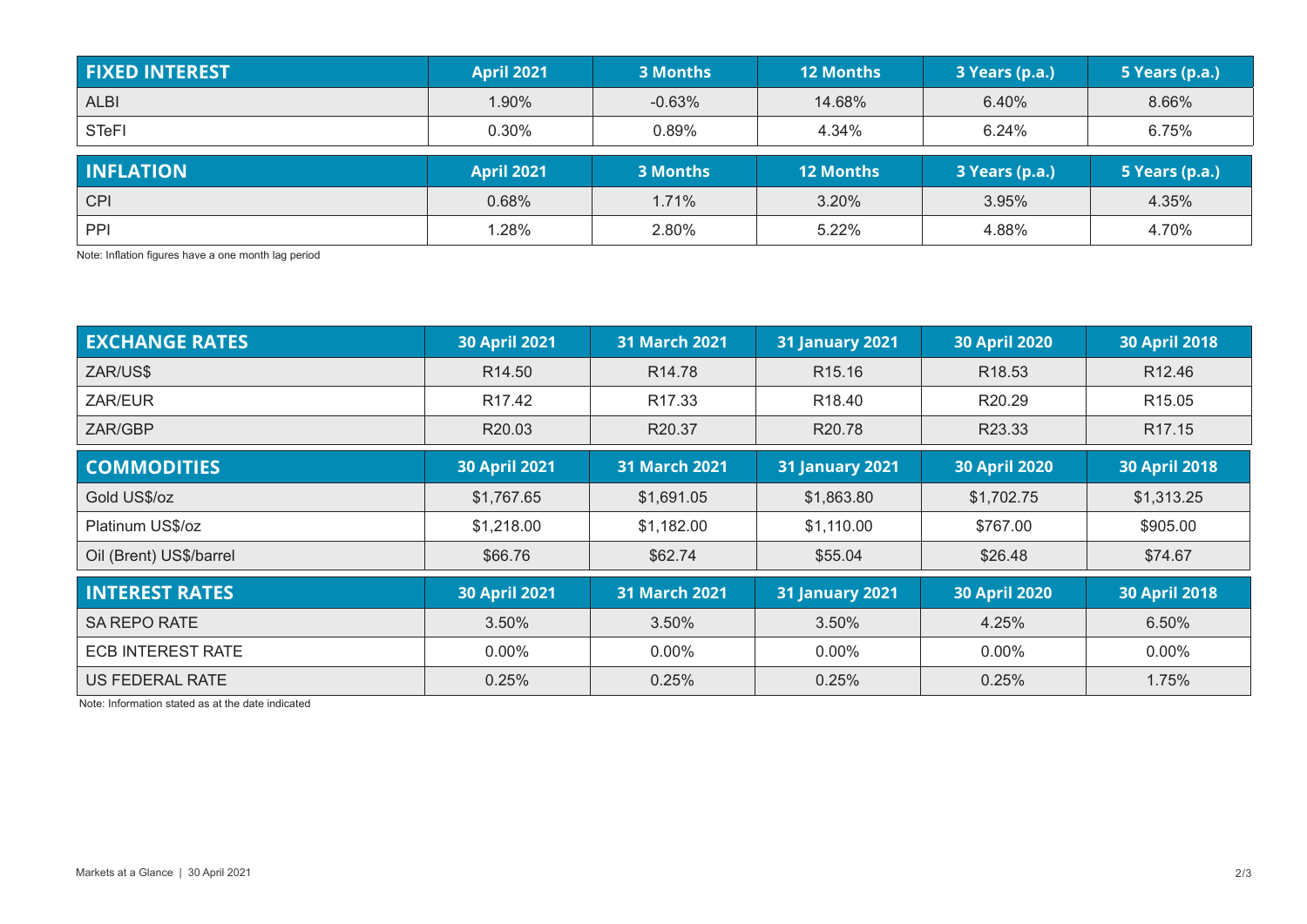| FIXED INTEREST | April 2021 | 3 Months | 12 Months | 3 Years (p.a.) | 5 Years (p.a.) |
|---|---|---|---|---|---|
| ALBI | 1.90% | -0.63% | 14.68% | 6.40% | 8.66% |
| STeFI | 0.30% | 0.89% | 4.34% | 6.24% | 6.75% |

| INFLATION | April 2021 | 3 Months | 12 Months | 3 Years (p.a.) | 5 Years (p.a.) |
|---|---|---|---|---|---|
| CPI | 0.68% | 1.71% | 3.20% | 3.95% | 4.35% |
| PPI | 1.28% | 2.80% | 5.22% | 4.88% | 4.70% |

Note: Inflation figures have a one month lag period

| EXCHANGE RATES | 30 April 2021 | 31 March 2021 | 31 January 2021 | 30 April 2020 | 30 April 2018 |
|---|---|---|---|---|---|
| ZAR/US$ | R14.50 | R14.78 | R15.16 | R18.53 | R12.46 |
| ZAR/EUR | R17.42 | R17.33 | R18.40 | R20.29 | R15.05 |
| ZAR/GBP | R20.03 | R20.37 | R20.78 | R23.33 | R17.15 |

| COMMODITIES | 30 April 2021 | 31 March 2021 | 31 January 2021 | 30 April 2020 | 30 April 2018 |
|---|---|---|---|---|---|
| Gold US$/oz | $1,767.65 | $1,691.05 | $1,863.80 | $1,702.75 | $1,313.25 |
| Platinum US$/oz | $1,218.00 | $1,182.00 | $1,110.00 | $767.00 | $905.00 |
| Oil (Brent) US$/barrel | $66.76 | $62.74 | $55.04 | $26.48 | $74.67 |

| INTEREST RATES | 30 April 2021 | 31 March 2021 | 31 January 2021 | 30 April 2020 | 30 April 2018 |
|---|---|---|---|---|---|
| SA REPO RATE | 3.50% | 3.50% | 3.50% | 4.25% | 6.50% |
| ECB INTEREST RATE | 0.00% | 0.00% | 0.00% | 0.00% | 0.00% |
| US FEDERAL RATE | 0.25% | 0.25% | 0.25% | 0.25% | 1.75% |

Note: Information stated as at the date indicated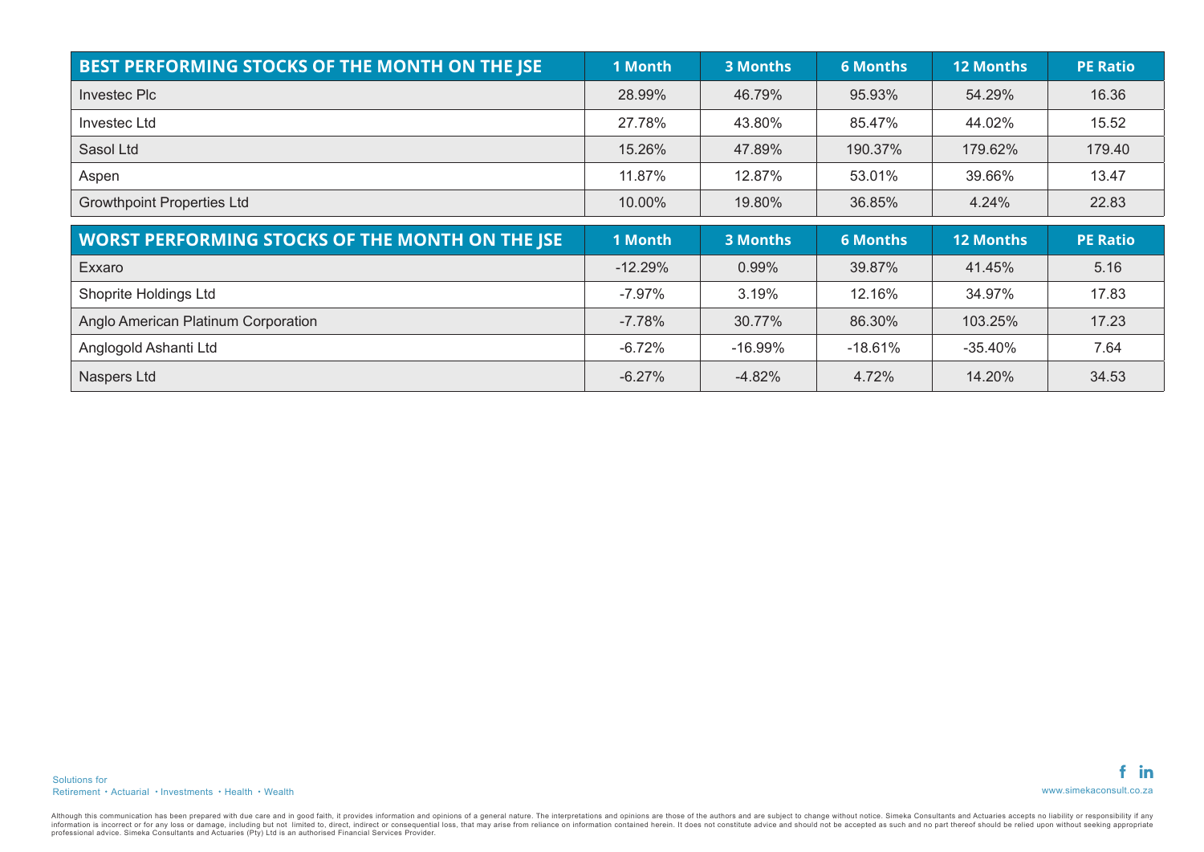| BEST PERFORMING STOCKS OF THE MONTH ON THE JSE | 1 Month | 3 Months | 6 Months | 12 Months | PE Ratio |
|---|---|---|---|---|---|
| Investec Plc | 28.99% | 46.79% | 95.93% | 54.29% | 16.36 |
| Investec Ltd | 27.78% | 43.80% | 85.47% | 44.02% | 15.52 |
| Sasol Ltd | 15.26% | 47.89% | 190.37% | 179.62% | 179.40 |
| Aspen | 11.87% | 12.87% | 53.01% | 39.66% | 13.47 |
| Growthpoint Properties Ltd | 10.00% | 19.80% | 36.85% | 4.24% | 22.83 |

| WORST PERFORMING STOCKS OF THE MONTH ON THE JSE | 1 Month | 3 Months | 6 Months | 12 Months | PE Ratio |
|---|---|---|---|---|---|
| Exxaro | -12.29% | 0.99% | 39.87% | 41.45% | 5.16 |
| Shoprite Holdings Ltd | -7.97% | 3.19% | 12.16% | 34.97% | 17.83 |
| Anglo American Platinum Corporation | -7.78% | 30.77% | 86.30% | 103.25% | 17.23 |
| Anglogold Ashanti Ltd | -6.72% | -16.99% | -18.61% | -35.40% | 7.64 |
| Naspers Ltd | -6.27% | -4.82% | 4.72% | 14.20% | 34.53 |

Solutions for
Retirement • Actuarial • Investments • Health • Wealth

www.simekaconsult.co.za

Although this communication has been prepared with due care and in good faith, it provides information and opinions of a general nature. The interpretations and opinions are those of the authors and are subject to change without notice. Simeka Consultants and Actuaries accepts no liability or responsibility if any information is incorrect or for any loss or damage, including but not limited to, direct, indirect or consequential loss, that may arise from reliance on information contained herein. It does not constitute advice and should not be accepted as such and no part thereof should be relied upon without seeking appropriate professional advice. Simeka Consultants and Actuaries (Pty) Ltd is an authorised Financial Services Provider.